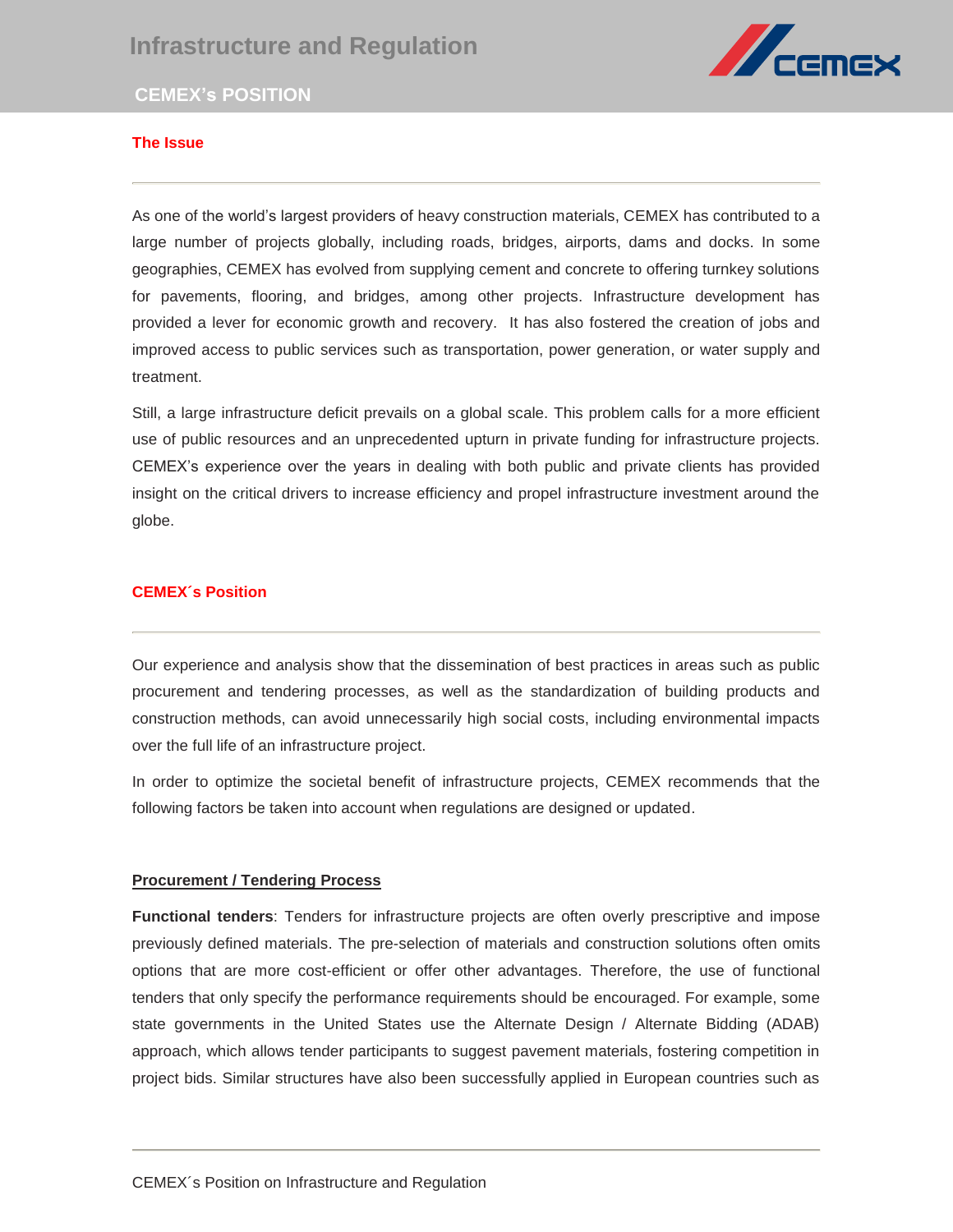# Infrastructure and Regulation

## CEMEX's POSITION

### The Issue

As one of the world's largest providers of heavy construction materials, CEMEX has contributed to a large number of projects globally, including roads, bridges, airports, dams and docks. In some geographies, CEMEX has evolved from supplying cement and concrete to offering turnkey solutions for pavements, flooring, and bridges, among other projects. Infrastructure development has provided a lever for economic growth and recovery. It has also fostered the creation of jobs and improved access to public services such as transportation, power generation, or water supply and treatment.

Still, a large infrastructure deficit prevails on a global scale. This problem calls for a more efficient use of public resources and an unprecedented upturn in private funding for infrastructure projects. CEMEX's experience over the years in dealing with both public and private clients has provided insight on the critical drivers to increase efficiency and propel infrastructure investment around the globe.

### CEMEX´s Position

Our experience and analysis show that the dissemination of best practices in areas such as public procurement and tendering processes, as well as the standardization of building products and construction methods, can avoid unnecessarily high social costs, including environmental impacts over the full life of an infrastructure project.

In order to optimize the societal benefit of infrastructure projects, CEMEX recommends that the following factors be taken into account when regulations are designed or updated.

#### Procurement / Tendering Process

**Functional tenders**: Tenders for infrastructure projects are often overly prescriptive and impose previously defined materials. The pre-selection of materials and construction solutions often omits options that are more cost-efficient or offer other advantages. Therefore, the use of functional tenders that only specify the performance requirements should be encouraged. For example, some state governments in the United States use the Alternate Design / Alternate Bidding (ADAB) approach, which allows tender participants to suggest pavement materials, fostering competition in project bids. Similar structures have also been successfully applied in European countries such as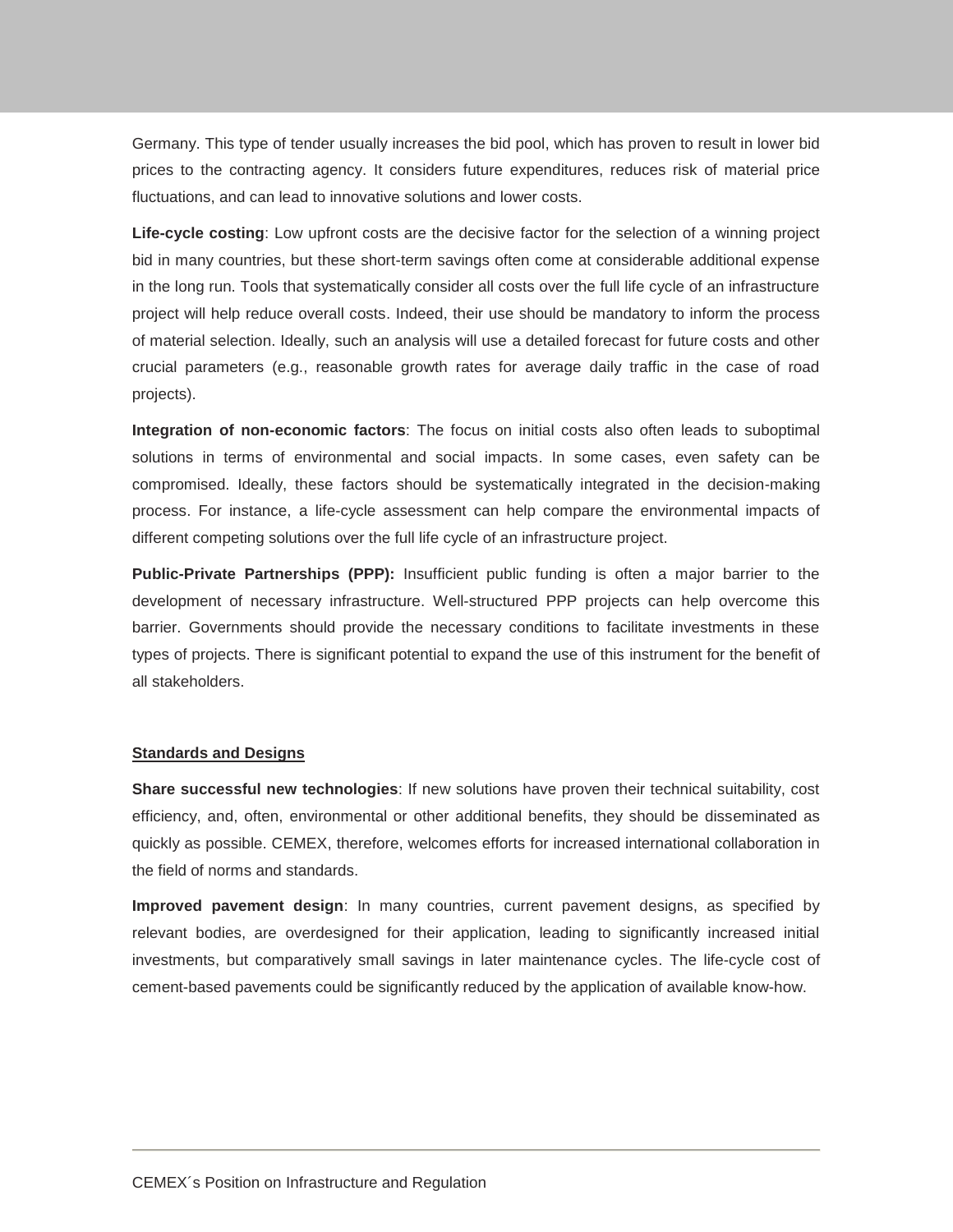Germany. This type of tender usually increases the bid pool, which has proven to result in lower bid prices to the contracting agency. It considers future expenditures, reduces risk of material price fluctuations, and can lead to innovative solutions and lower costs.

**Life-cycle costing**: Low upfront costs are the decisive factor for the selection of a winning project bid in many countries, but these short-term savings often come at considerable additional expense in the long run. Tools that systematically consider all costs over the full life cycle of an infrastructure project will help reduce overall costs. Indeed, their use should be mandatory to inform the process of material selection. Ideally, such an analysis will use a detailed forecast for future costs and other crucial parameters (e.g., reasonable growth rates for average daily traffic in the case of road projects).

**Integration of non-economic factors**: The focus on initial costs also often leads to suboptimal solutions in terms of environmental and social impacts. In some cases, even safety can be compromised. Ideally, these factors should be systematically integrated in the decision-making process. For instance, a life-cycle assessment can help compare the environmental impacts of different competing solutions over the full life cycle of an infrastructure project.

**Public-Private Partnerships (PPP):** Insufficient public funding is often a major barrier to the development of necessary infrastructure. Well-structured PPP projects can help overcome this barrier. Governments should provide the necessary conditions to facilitate investments in these types of projects. There is significant potential to expand the use of this instrument for the benefit of all stakeholders.

## Standards and Designs

**Share successful new technologies**: If new solutions have proven their technical suitability, cost efficiency, and, often, environmental or other additional benefits, they should be disseminated as quickly as possible. CEMEX, therefore, welcomes efforts for increased international collaboration in the field of norms and standards.

**Improved pavement design**: In many countries, current pavement designs, as specified by relevant bodies, are overdesigned for their application, leading to significantly increased initial investments, but comparatively small savings in later maintenance cycles. The life-cycle cost of cement-based pavements could be significantly reduced by the application of available know-how.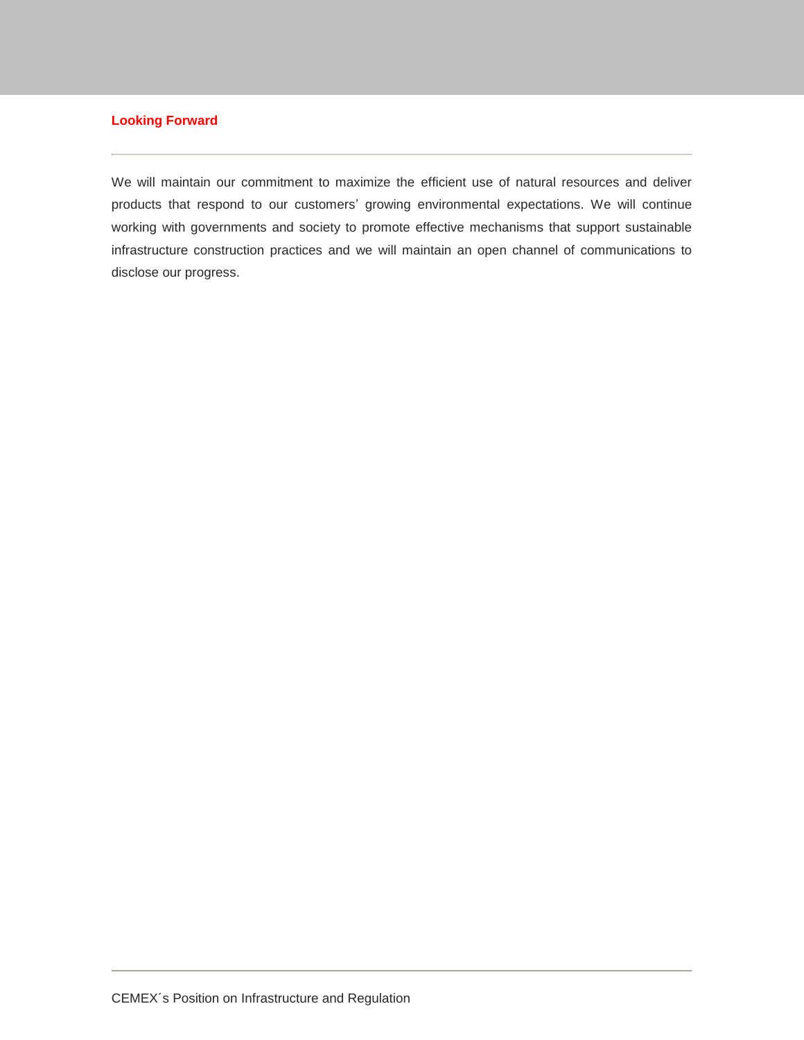## Looking Forward

We will maintain our commitment to maximize the efficient use of natural resources and deliver products that respond to our customers' growing environmental expectations. We will continue working with governments and society to promote effective mechanisms that support sustainable infrastructure construction practices and we will maintain an open channel of communications to disclose our progress.